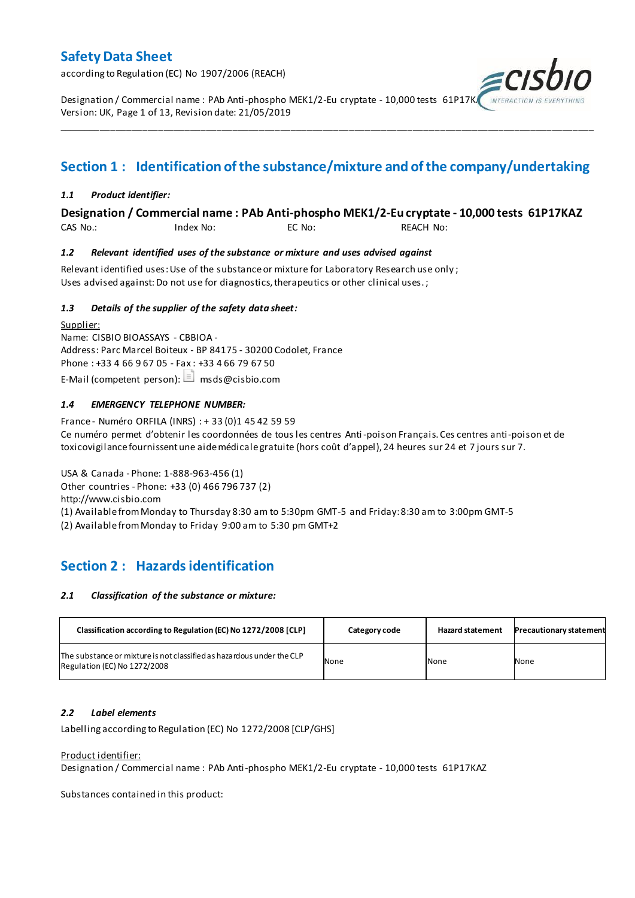# Safety Data Sheet

according to Regulation (EC) No 1907/2006 (REACH)

Designation / Commercial name : PAb Anti-phospho MEK1/2-Eu cryptate - 10,000 tests 61P17KAZ
Version: UK, Page 1 of 13, Revision date: 21/05/2019

## Section 1 : Identification of the substance/mixture and of the company/undertaking

### *1.1 Product identifier:*

**Designation / Commercial name : PAb Anti-phospho MEK1/2-Eu cryptate - 10,000 tests 61P17KAZ**

CAS No.: Index No: EC No: REACH No:

### *1.2 Relevant identified uses of the substance or mixture and uses advised against*

Relevant identified uses: Use of the substance or mixture for Laboratory Research use only ;
Uses advised against: Do not use for diagnostics, therapeutics or other clinical uses. ;

### *1.3 Details of the supplier of the safety data sheet:*

Supplier:
Name: CISBIO BIOASSAYS - CBBIOA -
Address: Parc Marcel Boiteux - BP 84175 - 30200 Codolet, France
Phone : +33 4 66 9 67 05 - Fax : +33 4 66 79 67 50
E-Mail (competent person): msds@cisbio.com

### *1.4 EMERGENCY TELEPHONE NUMBER:*

France - Numéro ORFILA (INRS) : + 33 (0)1 45 42 59 59
Ce numéro permet d'obtenir les coordonnées de tous les centres Anti-poison Français. Ces centres anti-poison et de toxicovigilance fournissent une aide médicale gratuite (hors coût d'appel), 24 heures sur 24 et 7 jours sur 7.

USA & Canada - Phone: 1-888-963-456 (1)
Other countries - Phone: +33 (0) 466 796 737 (2)
http://www.cisbio.com
(1) Available from Monday to Thursday 8:30 am to 5:30pm GMT-5 and Friday: 8:30 am to 3:00pm GMT-5
(2) Available from Monday to Friday 9:00 am to 5:30 pm GMT+2

## Section 2 : Hazards identification

### *2.1 Classification of the substance or mixture:*

| Classification according to Regulation (EC) No 1272/2008 [CLP] | Category code | Hazard statement | Precautionary statement |
|---|---|---|---|
| The substance or mixture is not classified as hazardous under the CLP Regulation (EC) No 1272/2008 | None | None | None |

### *2.2 Label elements*

Labelling according to Regulation (EC) No 1272/2008 [CLP/GHS]

Product identifier:
Designation / Commercial name : PAb Anti-phospho MEK1/2-Eu cryptate - 10,000 tests 61P17KAZ

Substances contained in this product: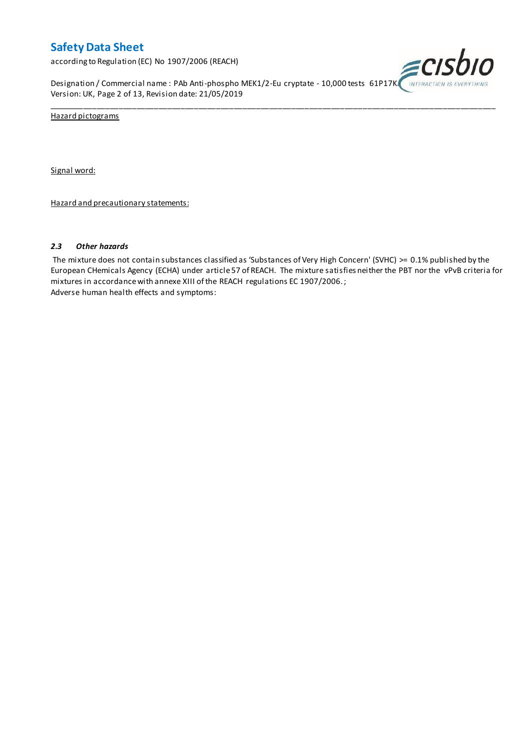Hazard pictograms

Signal word:

Hazard and precautionary statements:

### *2.3 Other hazards*

The mixture does not contain substances classified as 'Substances of Very High Concern' (SVHC) >= 0.1% published by the European CHemicals Agency (ECHA) under article 57 of REACH. The mixture satisfies neither the PBT nor the vPvB criteria for mixtures in accordance with annexe XIII of the REACH regulations EC 1907/2006. ;
Adverse human health effects and symptoms: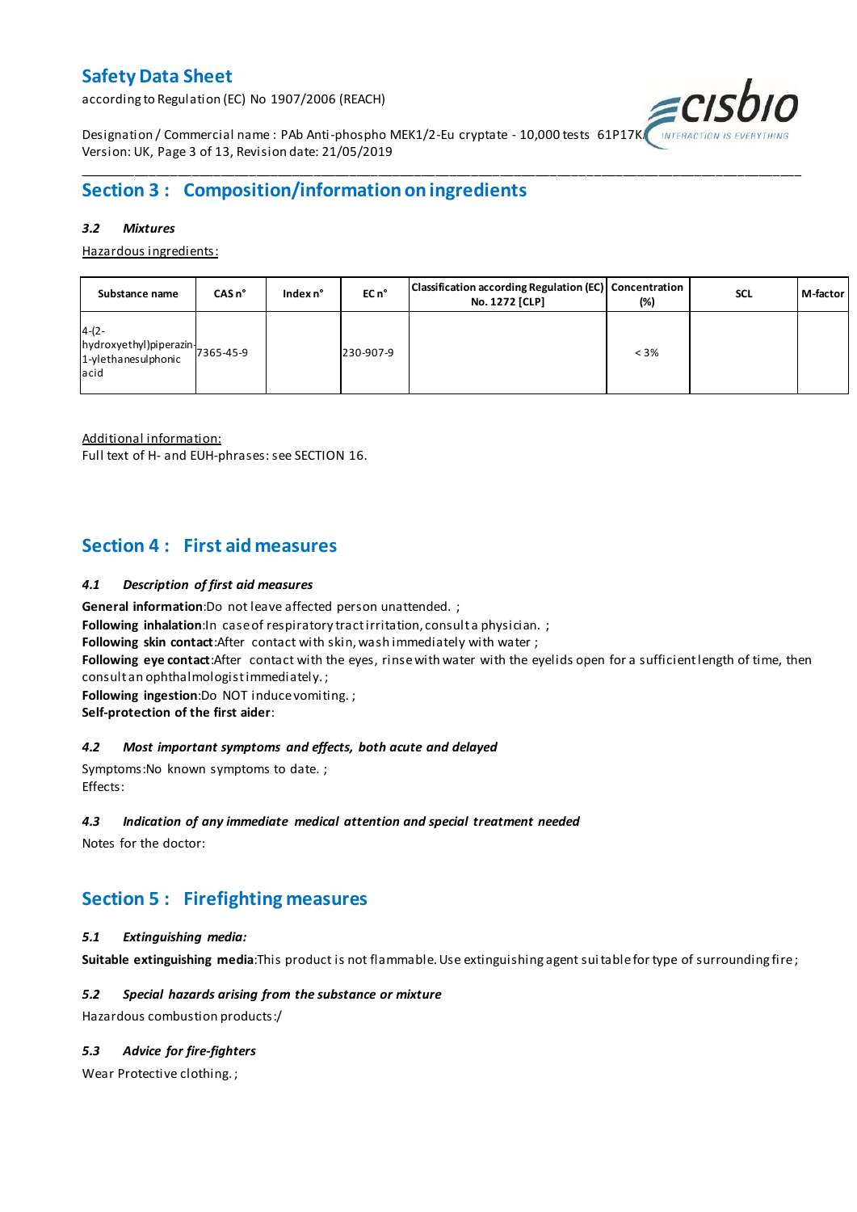## Section 3 : Composition/information on ingredients

### *3.2 Mixtures*

Hazardous ingredients:

| Substance name | CAS n° | Index n° | EC n° | Classification according Regulation (EC) No. 1272 [CLP] | Concentration (%) | SCL | M-factor |
|---|---|---|---|---|---|---|---|
| 4-(2-hydroxyethyl)piperazin-1-ylethanesulphonic acid | 7365-45-9 | | 230-907-9 | | < 3% | | |

Additional information:

Full text of H- and EUH-phrases: see SECTION 16.

## Section 4 : First aid measures

### *4.1 Description of first aid measures*

**General information**:Do not leave affected person unattended. ;
**Following inhalation**:In case of respiratory tract irritation, consult a physician. ;
**Following skin contact**:After contact with skin, wash immediately with water ;
**Following eye contact**:After contact with the eyes, rinse with water with the eyelids open for a sufficient length of time, then consult an ophthalmologist immediately. ;
**Following ingestion**:Do NOT induce vomiting. ;
**Self-protection of the first aider**:

### *4.2 Most important symptoms and effects, both acute and delayed*

Symptoms:No known symptoms to date. ;
Effects:

### *4.3 Indication of any immediate medical attention and special treatment needed*

Notes for the doctor:

## Section 5 : Firefighting measures

### *5.1 Extinguishing media:*

**Suitable extinguishing media**:This product is not flammable. Use extinguishing agent suitable for type of surrounding fire ;

### *5.2 Special hazards arising from the substance or mixture*

Hazardous combustion products:/

### *5.3 Advice for fire-fighters*

Wear Protective clothing. ;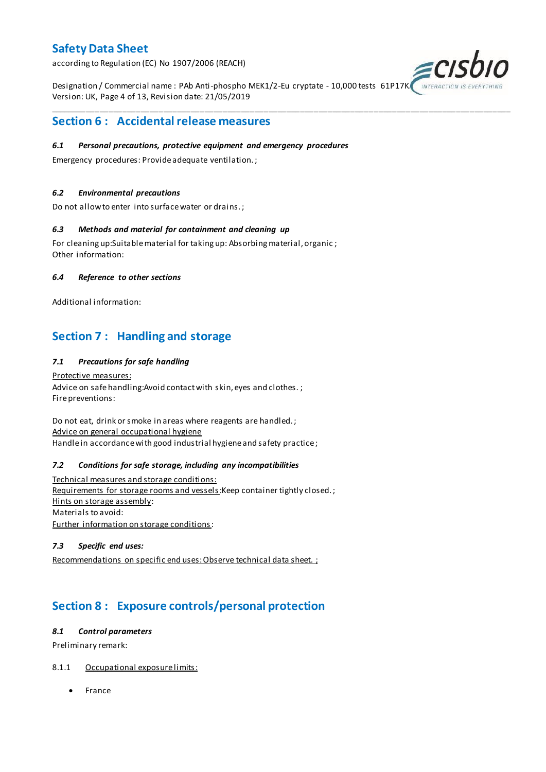## Section 6 : Accidental release measures

### *6.1 Personal precautions, protective equipment and emergency procedures*

Emergency procedures: Provide adequate ventilation. ;

### *6.2 Environmental precautions*

Do not allow to enter into surface water or drains. ;

### *6.3 Methods and material for containment and cleaning up*

For cleaning up:Suitable material for taking up: Absorbing material, organic ;
Other information:

### *6.4 Reference to other sections*

Additional information:

## Section 7 : Handling and storage

### *7.1 Precautions for safe handling*

Protective measures:
Advice on safe handling:Avoid contact with skin, eyes and clothes. ;
Fire preventions:

Do not eat, drink or smoke in areas where reagents are handled. ;
Advice on general occupational hygiene
Handle in accordance with good industrial hygiene and safety practice ;

### *7.2 Conditions for safe storage, including any incompatibilities*

Technical measures and storage conditions:
Requirements for storage rooms and vessels:Keep container tightly closed. ;
Hints on storage assembly:
Materials to avoid:
Further information on storage conditions:

### *7.3 Specific end uses:*

Recommendations on specific end uses: Observe technical data sheet. ;

## Section 8 : Exposure controls/personal protection

### *8.1 Control parameters*

Preliminary remark:

8.1.1 Occupational exposure limits:

- France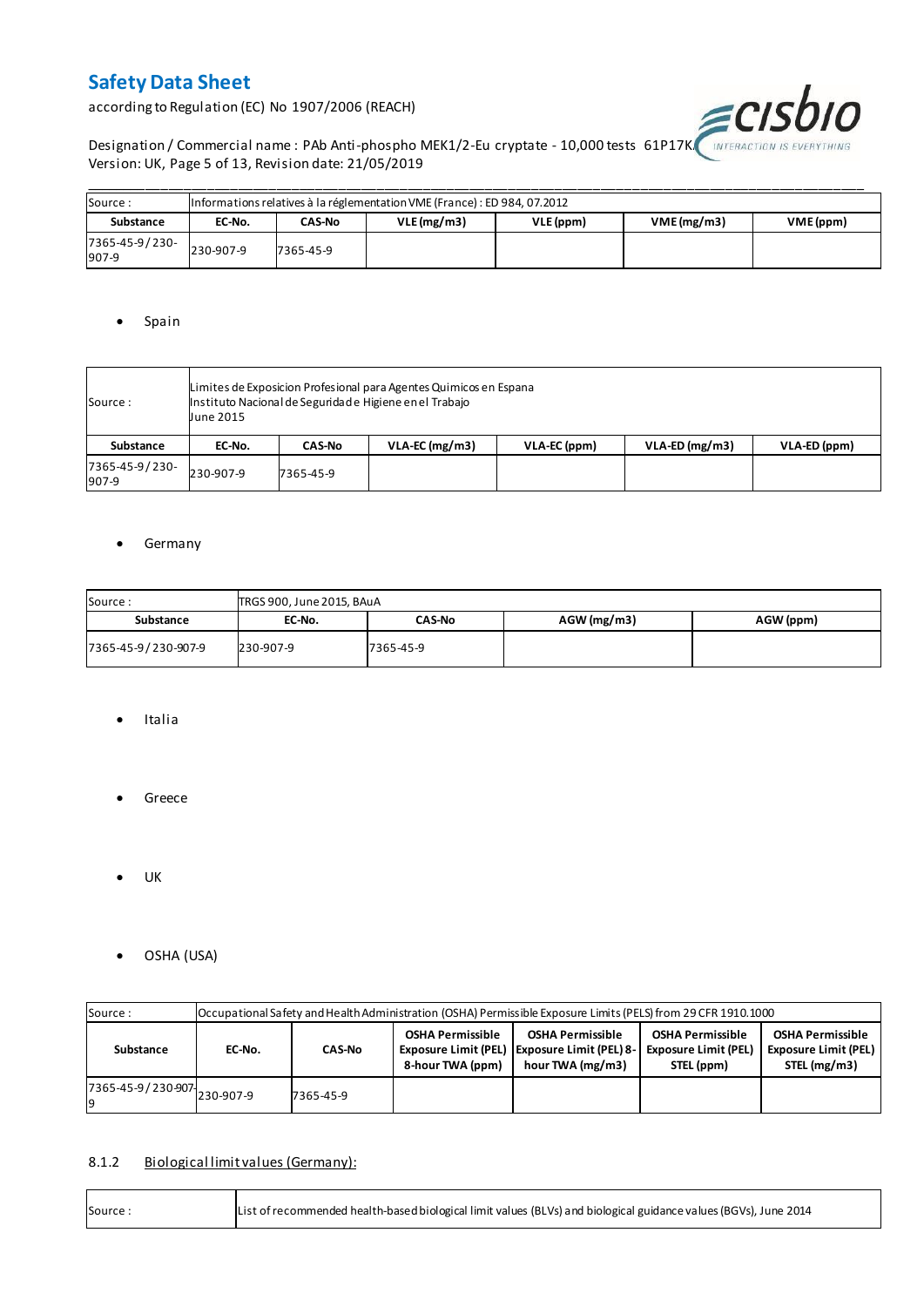| Source : | Informations relatives à la réglementation VME (France) : ED 984, 07.2012 | | | | | |
|---|---|---|---|---|---|---|
| **Substance** | **EC-No.** | **CAS-No** | **VLE (mg/m3)** | **VLE (ppm)** | **VME (mg/m3)** | **VME (ppm)** |
| 7365-45-9 / 230-907-9 | 230-907-9 | 7365-45-9 | | | | |

- Spain

| Source : | Limites de Exposicion Profesional para Agentes Quimicos en Espana Instituto Nacional de Seguridad e Higiene en el Trabajo June 2015 | | | | | |
|---|---|---|---|---|---|---|
| **Substance** | **EC-No.** | **CAS-No** | **VLA-EC (mg/m3)** | **VLA-EC (ppm)** | **VLA-ED (mg/m3)** | **VLA-ED (ppm)** |
| 7365-45-9 / 230-907-9 | 230-907-9 | 7365-45-9 | | | | |

- Germany

| Source : | TRGS 900, June 2015, BAuA | | | |
|---|---|---|---|---|
| **Substance** | **EC-No.** | **CAS-No** | **AGW (mg/m3)** | **AGW (ppm)** |
| 7365-45-9 / 230-907-9 | 230-907-9 | 7365-45-9 | | |

- Italia

- Greece

- UK

- OSHA (USA)

| Source : | Occupational Safety and Health Administration (OSHA) Permissible Exposure Limits (PELS) from 29 CFR 1910.1000 | | | | | |
|---|---|---|---|---|---|---|
| **Substance** | **EC-No.** | **CAS-No** | **OSHA Permissible Exposure Limit (PEL) 8-hour TWA (ppm)** | **OSHA Permissible Exposure Limit (PEL) 8-hour TWA (mg/m3)** | **OSHA Permissible Exposure Limit (PEL) STEL (ppm)** | **OSHA Permissible Exposure Limit (PEL) STEL (mg/m3)** |
| 7365-45-9 / 230-907-9 | 230-907-9 | 7365-45-9 | | | | |

### 8.1.2 Biological limit values (Germany):

| Source : | List of recommended health-based biological limit values (BLVs) and biological guidance values (BGVs), June 2014 |
|---|---|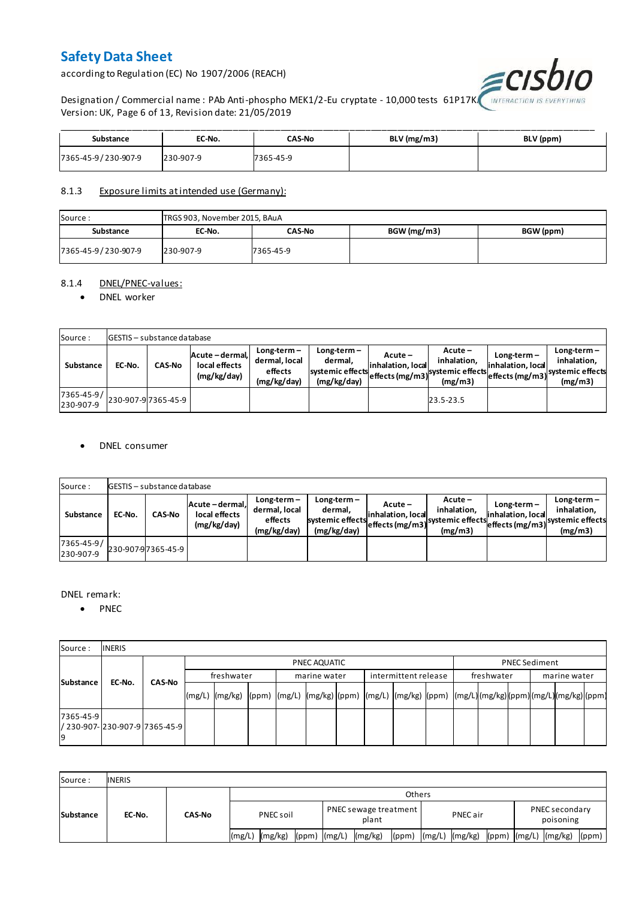| Substance | EC-No. | CAS-No | BLV (mg/m3) | BLV (ppm) |
|---|---|---|---|---|
| 7365-45-9 / 230-907-9 | 230-907-9 | 7365-45-9 | | |

### 8.1.3 Exposure limits at intended use (Germany):

| Source : | TRGS 903, November 2015, BAuA | | | |
|---|---|---|---|---|
| Substance | EC-No. | CAS-No | BGW (mg/m3) | BGW (ppm) |
| 7365-45-9 / 230-907-9 | 230-907-9 | 7365-45-9 | | |

### 8.1.4 DNEL/PNEC-values:

- DNEL worker

| Source : | GESTIS – substance database | | | | | | | | | |
|---|---|---|---|---|---|---|---|---|---|---|
| Substance | EC-No. | CAS-No | Acute – dermal, local effects (mg/kg/day) | Long-term – dermal, local effects (mg/kg/day) | Long-term – dermal, systemic effects (mg/kg/day) | Acute – inhalation, local effects (mg/m3) | Acute – inhalation, systemic effects (mg/m3) | Long-term – inhalation, local effects (mg/m3) | Long-term – inhalation, systemic effects (mg/m3) |
| 7365-45-9 / 230-907-9 | 230-907-9 | 7365-45-9 | | | | | 23.5-23.5 | | |

- DNEL consumer

| Source : | GESTIS – substance database | | | | | | | | | |
|---|---|---|---|---|---|---|---|---|---|---|
| Substance | EC-No. | CAS-No | Acute – dermal, local effects (mg/kg/day) | Long-term – dermal, local effects (mg/kg/day) | Long-term – dermal, systemic effects (mg/kg/day) | Acute – inhalation, local effects (mg/m3) | Acute – inhalation, systemic effects (mg/m3) | Long-term – inhalation, local effects (mg/m3) | Long-term – inhalation, systemic effects (mg/m3) |
| 7365-45-9 / 230-907-9 | 230-907-9 | 7365-45-9 | | | | | | | |

DNEL remark:

- PNEC

| Source : | INERIS | | | | | | | | | | | | | | | | | | | | |
|---|---|---|---|---|---|---|---|---|---|---|---|---|---|---|---|---|---|---|---|---|
| Substance | EC-No. | CAS-No | PNEC AQUATIC | | | | | | | | | PNEC Sediment | | | | | |
| | | | freshwater | | | marine water | | | intermittent release | | | freshwater | | | marine water | | |
| | | | (mg/L) | (mg/kg) | (ppm) | (mg/L) | (mg/kg) | (ppm) | (mg/L) | (mg/kg) | (ppm) | (mg/L) | (mg/kg) | (ppm) | (mg/L) | (mg/kg) | (ppm) |
| 7365-45-9 / 230-907-9 | 230-907-9 | 7365-45-9 | | | | | | | | | | | | | | | |

| Source : | INERIS | | | | | | | | | | | | | | |
|---|---|---|---|---|---|---|---|---|---|---|---|---|---|---|---|
| Substance | EC-No. | CAS-No | Others | | | | | | | | | | | | |
| | | | PNEC soil | | | PNEC sewage treatment plant | | | PNEC air | | | PNEC secondary poisoning | | |
| | | | (mg/L) | (mg/kg) | (ppm) | (mg/L) | (mg/kg) | (ppm) | (mg/L) | (mg/kg) | (ppm) | (mg/L) | (mg/kg) | (ppm) |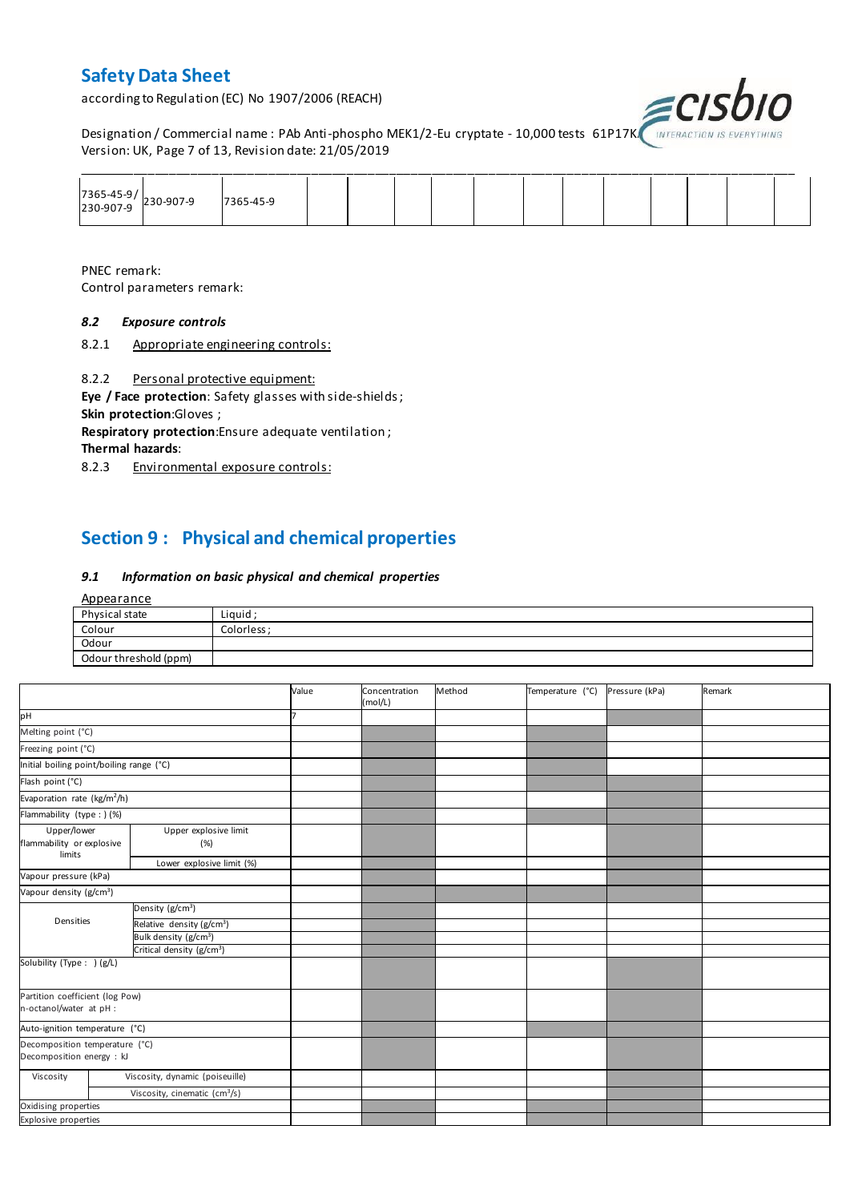| 7365-45-9/ 230-907-9 | 230-907-9 | 7365-45-9 | | | | | | | | | | |
|---|---|---|---|---|---|---|---|---|---|---|---|---|

PNEC remark:
Control parameters remark:

### *8.2 Exposure controls*

8.2.1 Appropriate engineering controls:

8.2.2 Personal protective equipment:

**Eye / Face protection**: Safety glasses with side-shields ;
**Skin protection**:Gloves ;
**Respiratory protection**:Ensure adequate ventilation ;
**Thermal hazards**:

8.2.3 Environmental exposure controls:

## Section 9 : Physical and chemical properties

### *9.1 Information on basic physical and chemical properties*

Appearance

| Physical state | Liquid ; |
|---|---|
| Colour | Colorless ; |
| Odour | |
| Odour threshold (ppm) | |

| | | Value | Concentration (mol/L) | Method | Temperature (°C) | Pressure (kPa) | Remark |
|---|---|---|---|---|---|---|---|
| pH | | 7 | | | | | |
| Melting point (°C) | | | | | | | |
| Freezing point (°C) | | | | | | | |
| Initial boiling point/boiling range (°C) | | | | | | | |
| Flash point (°C) | | | | | | | |
| Evaporation rate ($kg/m^2/h$) | | | | | | | |
| Flammability (type : ) (%) | | | | | | | |
| Upper/lower flammability or explosive limits | Upper explosive limit (%) | | | | | | |
| | Lower explosive limit (%) | | | | | | |
| Vapour pressure (kPa) | | | | | | | |
| Vapour density ($g/cm^3$) | | | | | | | |
| Densities | Density ($g/cm^3$) | | | | | | |
| | Relative density ($g/cm^3$) | | | | | | |
| | Bulk density ($g/cm^3$) | | | | | | |
| | Critical density ($g/cm^3$) | | | | | | |
| Solubility (Type : ) (g/L) | | | | | | | |
| Partition coefficient (log Pow) n-octanol/water at pH : | | | | | | | |
| Auto-ignition temperature (°C) | | | | | | | |
| Decomposition temperature (°C) Decomposition energy : kJ | | | | | | | |
| Viscosity | Viscosity, dynamic (poiseuille) | | | | | | |
| | Viscosity, cinematic ($cm^3/s$) | | | | | | |
| Oxidising properties | | | | | | | |
| Explosive properties | | | | | | | |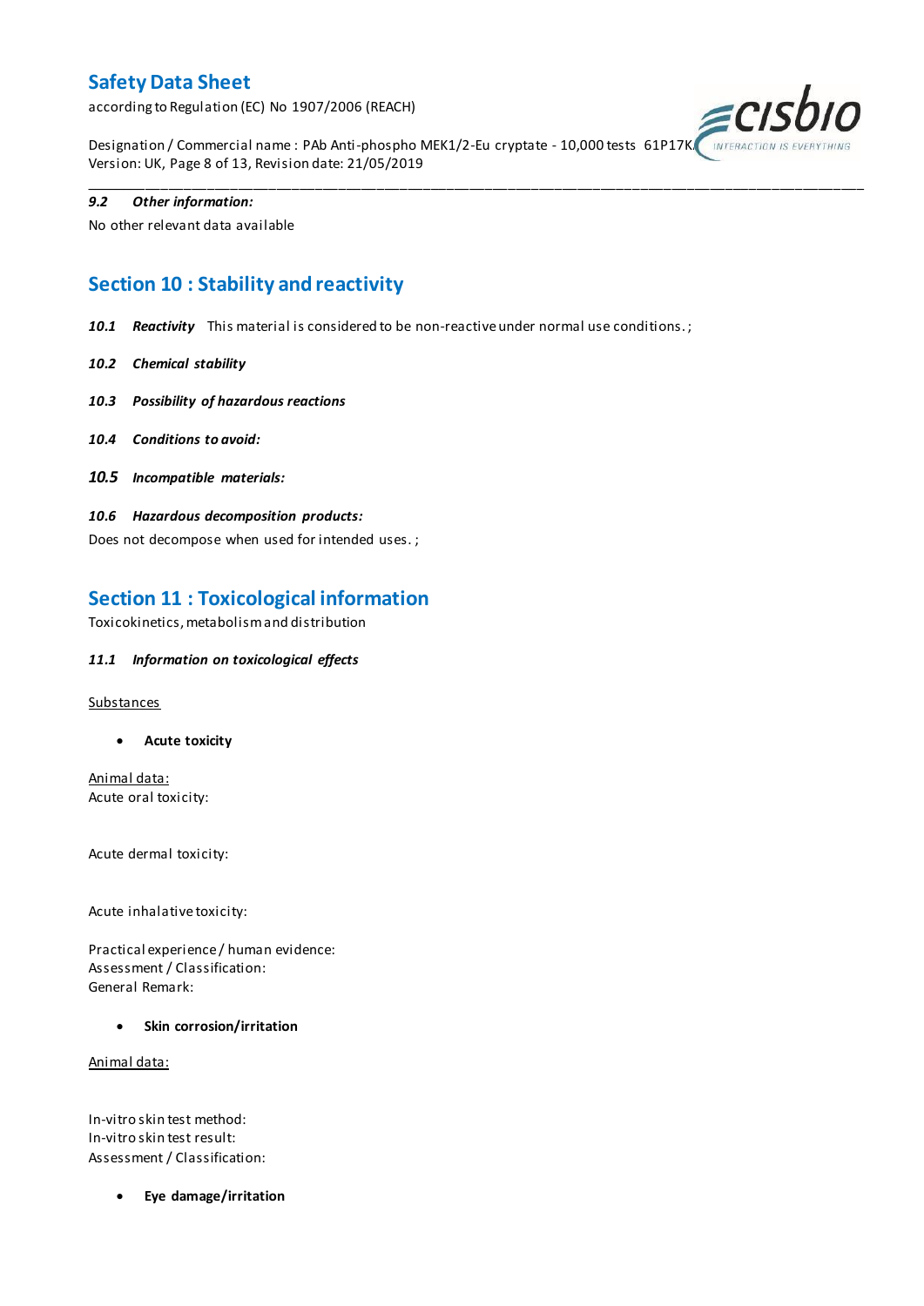**9.2 Other information:**

No other relevant data available

## Section 10 : Stability and reactivity

***10.1 Reactivity*** This material is considered to be non-reactive under normal use conditions. ;

***10.2 Chemical stability***

***10.3 Possibility of hazardous reactions***

***10.4 Conditions to avoid:***

***10.5 Incompatible materials:***

***10.6 Hazardous decomposition products:***

Does not decompose when used for intended uses. ;

## Section 11 : Toxicological information

Toxicokinetics, metabolism and distribution

***11.1 Information on toxicological effects***

Substances

- **Acute toxicity**

Animal data:
Acute oral toxicity:

Acute dermal toxicity:

Acute inhalative toxicity:

Practical experience / human evidence:
Assessment / Classification:
General Remark:

- **Skin corrosion/irritation**

Animal data:

In-vitro skin test method:
In-vitro skin test result:
Assessment / Classification:

- **Eye damage/irritation**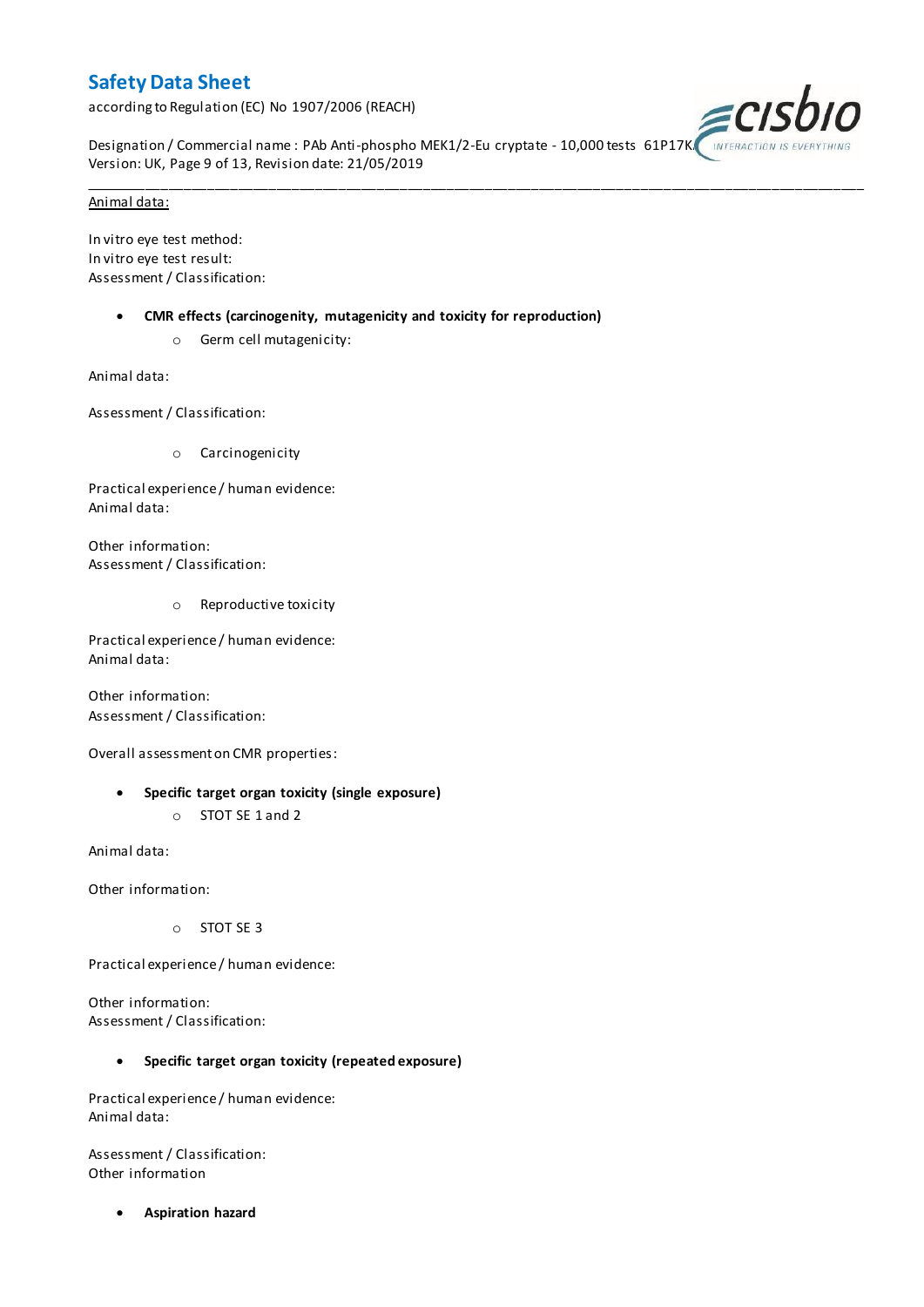Animal data:

In vitro eye test method:
In vitro eye test result:
Assessment / Classification:

- **CMR effects (carcinogenity, mutagenicity and toxicity for reproduction)**
    - Germ cell mutagenicity:

Animal data:

Assessment / Classification:

- Carcinogenicity

Practical experience / human evidence:
Animal data:

Other information:
Assessment / Classification:

- Reproductive toxicity

Practical experience / human evidence:
Animal data:

Other information:
Assessment / Classification:

Overall assessment on CMR properties:

- **Specific target organ toxicity (single exposure)**
    - STOT SE 1 and 2

Animal data:

Other information:

- STOT SE 3

Practical experience / human evidence:

Other information:
Assessment / Classification:

- **Specific target organ toxicity (repeated exposure)**

Practical experience / human evidence:
Animal data:

Assessment / Classification:
Other information

- **Aspiration hazard**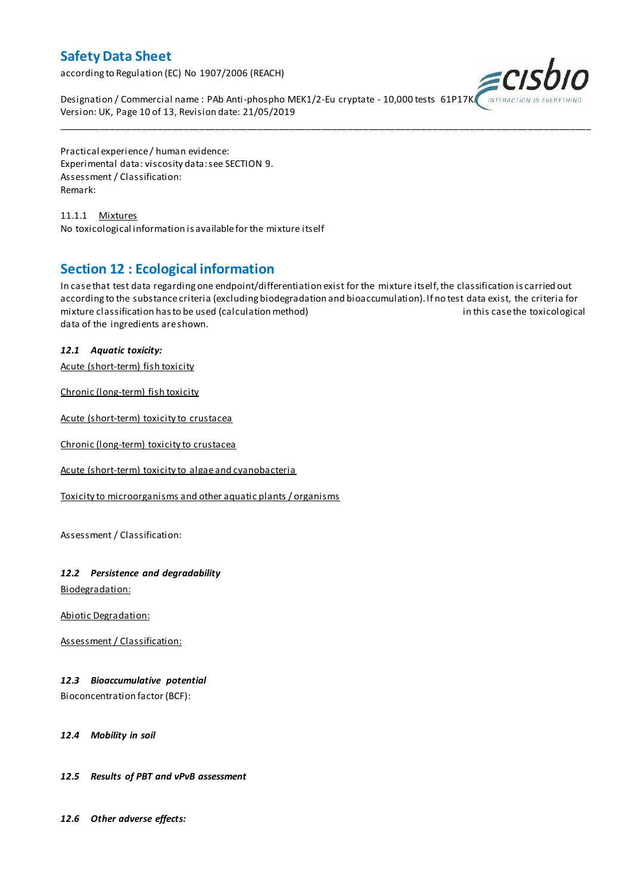Practical experience / human evidence:
Experimental data: viscosity data: see SECTION 9.
Assessment / Classification:
Remark:

11.1.1 Mixtures
No toxicological information is available for the mixture itself

## Section 12 : Ecological information

In case that test data regarding one endpoint/differentiation exist for the mixture itself, the classification is carried out according to the substance criteria (excluding biodegradation and bioaccumulation). If no test data exist, the criteria for mixture classification has to be used (calculation method) in this case the toxicological data of the ingredients are shown.

### *12.1 Aquatic toxicity:*

Acute (short-term) fish toxicity

Chronic (long-term) fish toxicity

Acute (short-term) toxicity to crustacea

Chronic (long-term) toxicity to crustacea

Acute (short-term) toxicity to algae and cyanobacteria

Toxicity to microorganisms and other aquatic plants / organisms

Assessment / Classification:

### *12.2 Persistence and degradability*

Biodegradation:

Abiotic Degradation:

Assessment / Classification:

### *12.3 Bioaccumulative potential*

Bioconcentration factor (BCF):

### *12.4 Mobility in soil*

### *12.5 Results of PBT and vPvB assessment*

### *12.6 Other adverse effects:*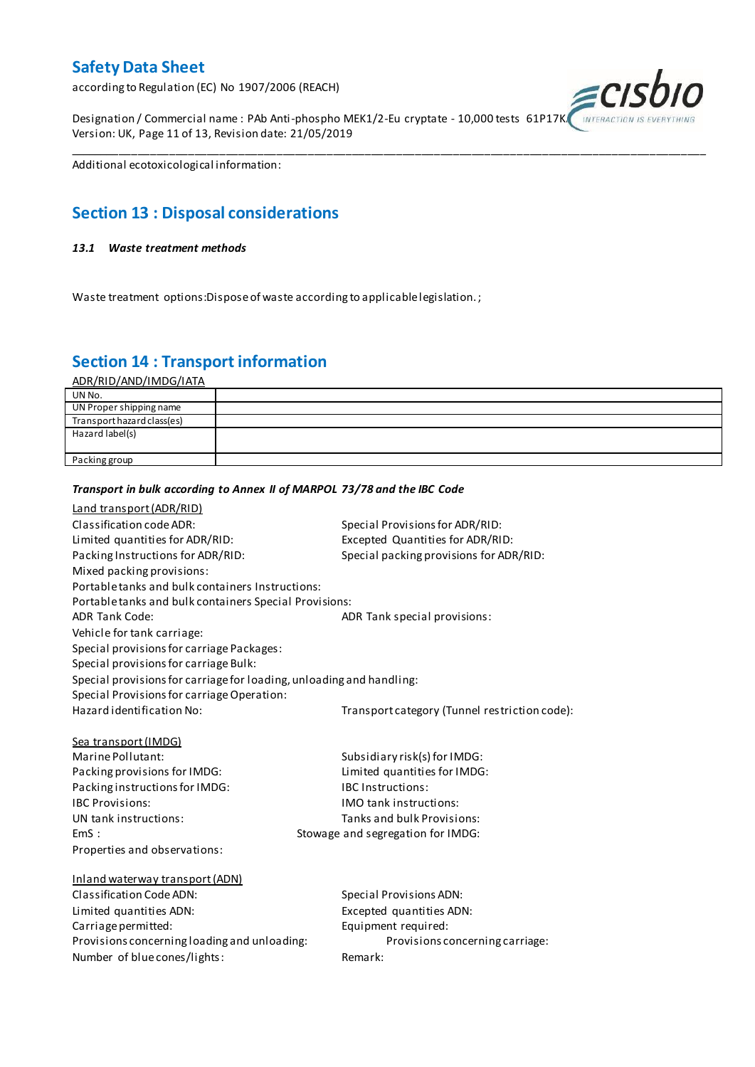Additional ecotoxicological information:

## Section 13 : Disposal considerations

### *13.1 Waste treatment methods*

Waste treatment options:Dispose of waste according to applicable legislation. ;

## Section 14 : Transport information

ADR/RID/AND/IMDG/IATA

| UN No. | |
|---|---|
| UN Proper shipping name | |
| Transport hazard class(es) | |
| Hazard label(s) | |
| Packing group | |

***Transport in bulk according to Annex II of MARPOL 73/78 and the IBC Code***

Land transport (ADR/RID)

Classification code ADR:
Special Provisions for ADR/RID:
Limited quantities for ADR/RID:
Excepted Quantities for ADR/RID:
Packing Instructions for ADR/RID:
Special packing provisions for ADR/RID:
Mixed packing provisions:
Portable tanks and bulk containers Instructions:
Portable tanks and bulk containers Special Provisions:
ADR Tank Code:
ADR Tank special provisions:
Vehicle for tank carriage:
Special provisions for carriage Packages:
Special provisions for carriage Bulk:
Special provisions for carriage for loading, unloading and handling:
Special Provisions for carriage Operation:
Hazard identification No:
Transport category (Tunnel restriction code):

Sea transport (IMDG)

Marine Pollutant:
Subsidiary risk(s) for IMDG:
Packing provisions for IMDG:
Limited quantities for IMDG:
Packing instructions for IMDG:
IBC Instructions:
IBC Provisions:
IMO tank instructions:
UN tank instructions:
Tanks and bulk Provisions:
EmS :
Stowage and segregation for IMDG:
Properties and observations:

Inland waterway transport (ADN)

Classification Code ADN:
Special Provisions ADN:
Limited quantities ADN:
Excepted quantities ADN:
Carriage permitted:
Equipment required:
Provisions concerning loading and unloading:
Provisions concerning carriage:
Number of blue cones/lights:
Remark: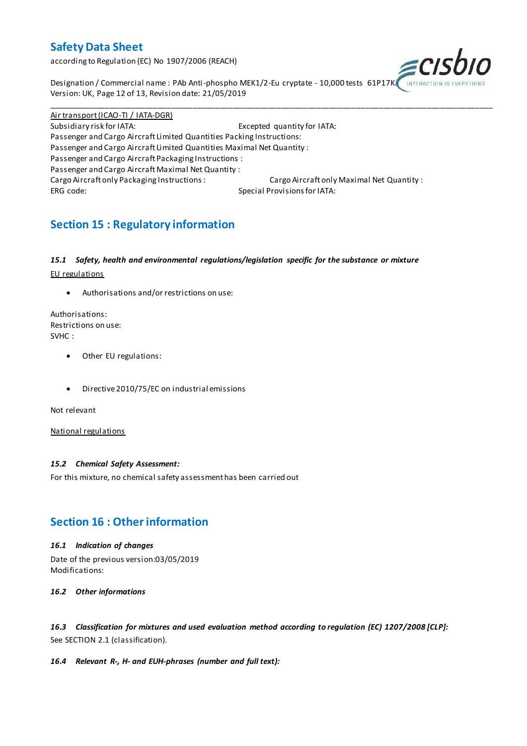Air transport (ICAO-TI / IATA-DGR)

Subsidiary risk for IATA: Excepted quantity for IATA:

Passenger and Cargo Aircraft Limited Quantities Packing Instructions:

Passenger and Cargo Aircraft Limited Quantities Maximal Net Quantity :

Passenger and Cargo Aircraft Packaging Instructions :

Passenger and Cargo Aircraft Maximal Net Quantity :

Cargo Aircraft only Packaging Instructions : Cargo Aircraft only Maximal Net Quantity :

ERG code: Special Provisions for IATA:

## Section 15 : Regulatory information

### *15.1 Safety, health and environmental regulations/legislation specific for the substance or mixture*

EU regulations

- Authorisations and/or restrictions on use:

Authorisations:
Restrictions on use:
SVHC :

- Other EU regulations:

- Directive 2010/75/EC on industrial emissions

Not relevant

National regulations

### *15.2 Chemical Safety Assessment:*

For this mixture, no chemical safety assessment has been carried out

## Section 16 : Other information

### *16.1 Indication of changes*

Date of the previous version:03/05/2019
Modifications:

### *16.2 Other informations*

### *16.3 Classification for mixtures and used evaluation method according to regulation (EC) 1207/2008 [CLP]:*

See SECTION 2.1 (classification).

### *16.4 Relevant R-, H- and EUH-phrases (number and full text):*